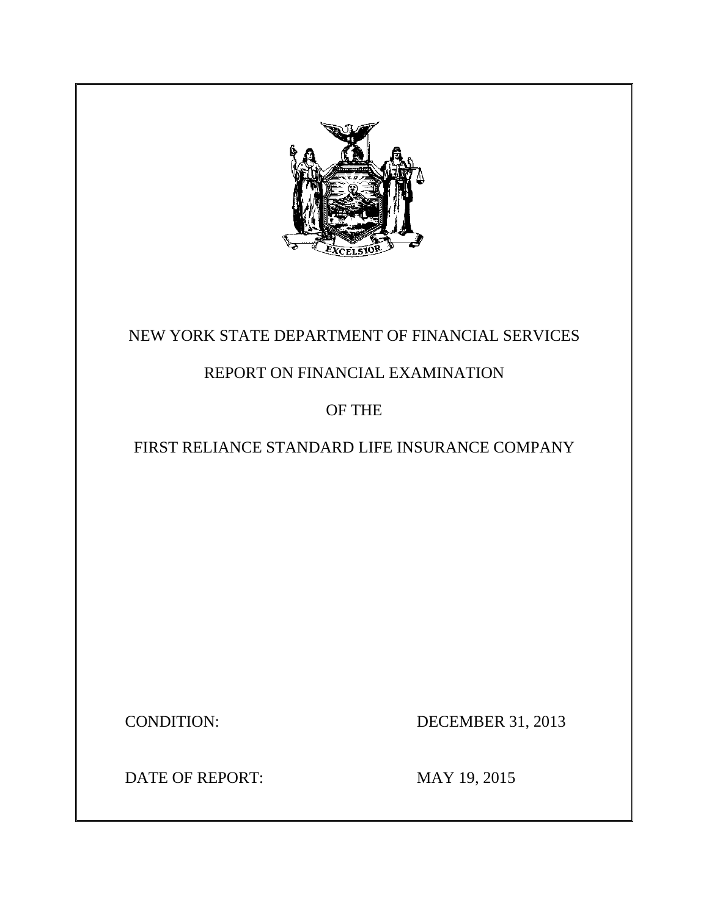NEW YORK STATE DEPARTMENT OF FINANCIAL SERVICES

REPORT ON FINANCIAL EXAMINATION

OF THE

FIRST RELIANCE STANDARD LIFE INSURANCE COMPANY

CONDITION: DECEMBER 31, 2013

DATE OF REPORT: MAY 19, 2015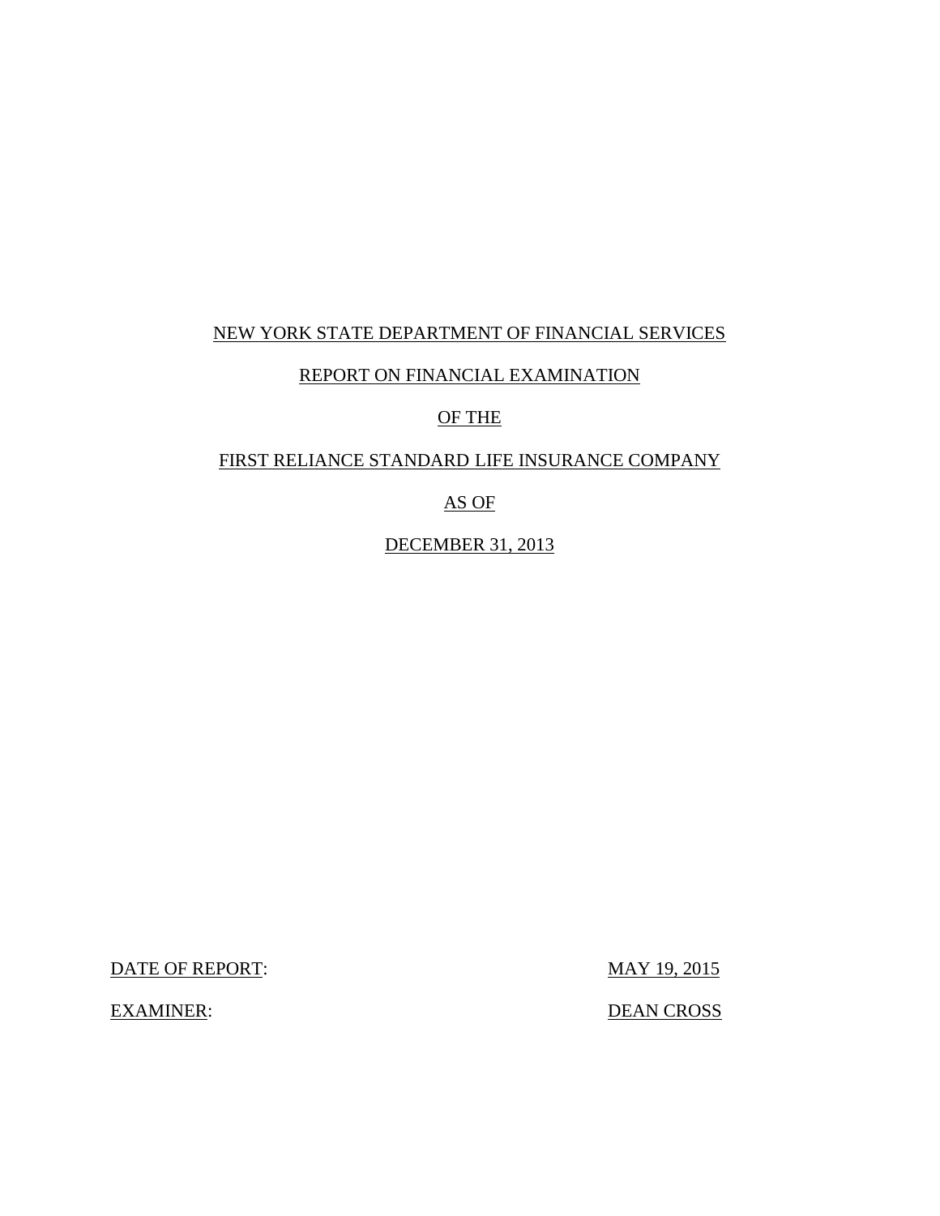NEW YORK STATE DEPARTMENT OF FINANCIAL SERVICES

REPORT ON FINANCIAL EXAMINATION

OF THE

FIRST RELIANCE STANDARD LIFE INSURANCE COMPANY

AS OF

DECEMBER 31, 2013

DATE OF REPORT: MAY 19, 2015

EXAMINER: DEAN CROSS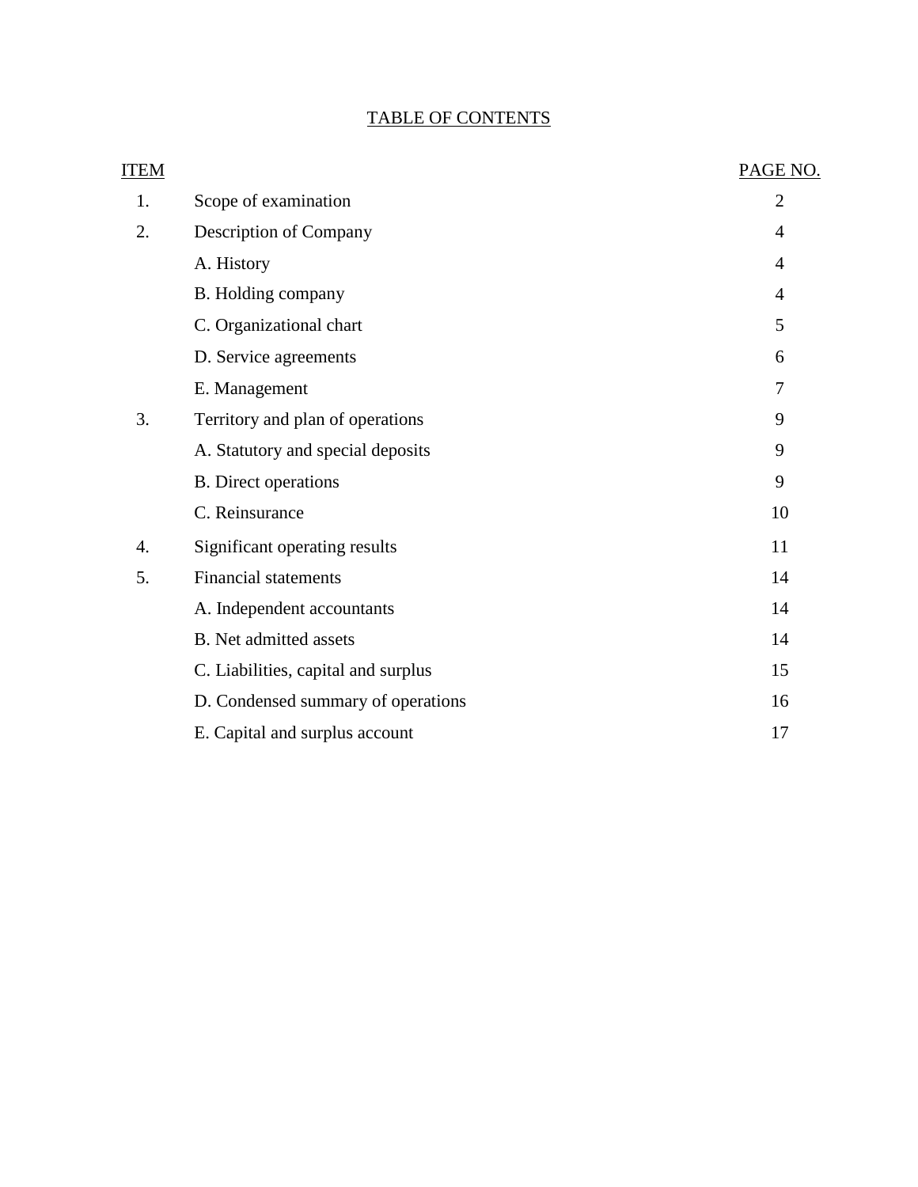# TABLE OF CONTENTS

| ITEM | | PAGE NO. |
|---|---|---|
| 1. | Scope of examination | 2 |
| 2. | Description of Company | 4 |
| | A. History | 4 |
| | B. Holding company | 4 |
| | C. Organizational chart | 5 |
| | D. Service agreements | 6 |
| | E. Management | 7 |
| 3. | Territory and plan of operations | 9 |
| | A. Statutory and special deposits | 9 |
| | B. Direct operations | 9 |
| | C. Reinsurance | 10 |
| 4. | Significant operating results | 11 |
| 5. | Financial statements | 14 |
| | A. Independent accountants | 14 |
| | B. Net admitted assets | 14 |
| | C. Liabilities, capital and surplus | 15 |
| | D. Condensed summary of operations | 16 |
| | E. Capital and surplus account | 17 |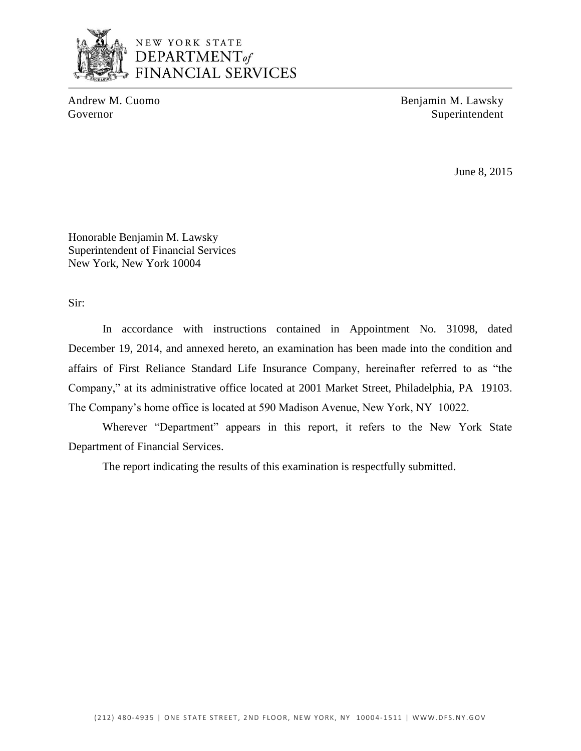NEW YORK STATE
DEPARTMENT *of*
FINANCIAL SERVICES

Andrew M. Cuomo
Governor

Benjamin M. Lawsky
Superintendent

June 8, 2015

Honorable Benjamin M. Lawsky
Superintendent of Financial Services
New York, New York 10004

Sir:

In accordance with instructions contained in Appointment No. 31098, dated December 19, 2014, and annexed hereto, an examination has been made into the condition and affairs of First Reliance Standard Life Insurance Company, hereinafter referred to as "the Company," at its administrative office located at 2001 Market Street, Philadelphia, PA 19103. The Company's home office is located at 590 Madison Avenue, New York, NY 10022.

Wherever "Department" appears in this report, it refers to the New York State Department of Financial Services.

The report indicating the results of this examination is respectfully submitted.

(212) 480-4935 | ONE STATE STREET, 2ND FLOOR, NEW YORK, NY 10004-1511 | WWW.DFS.NY.GOV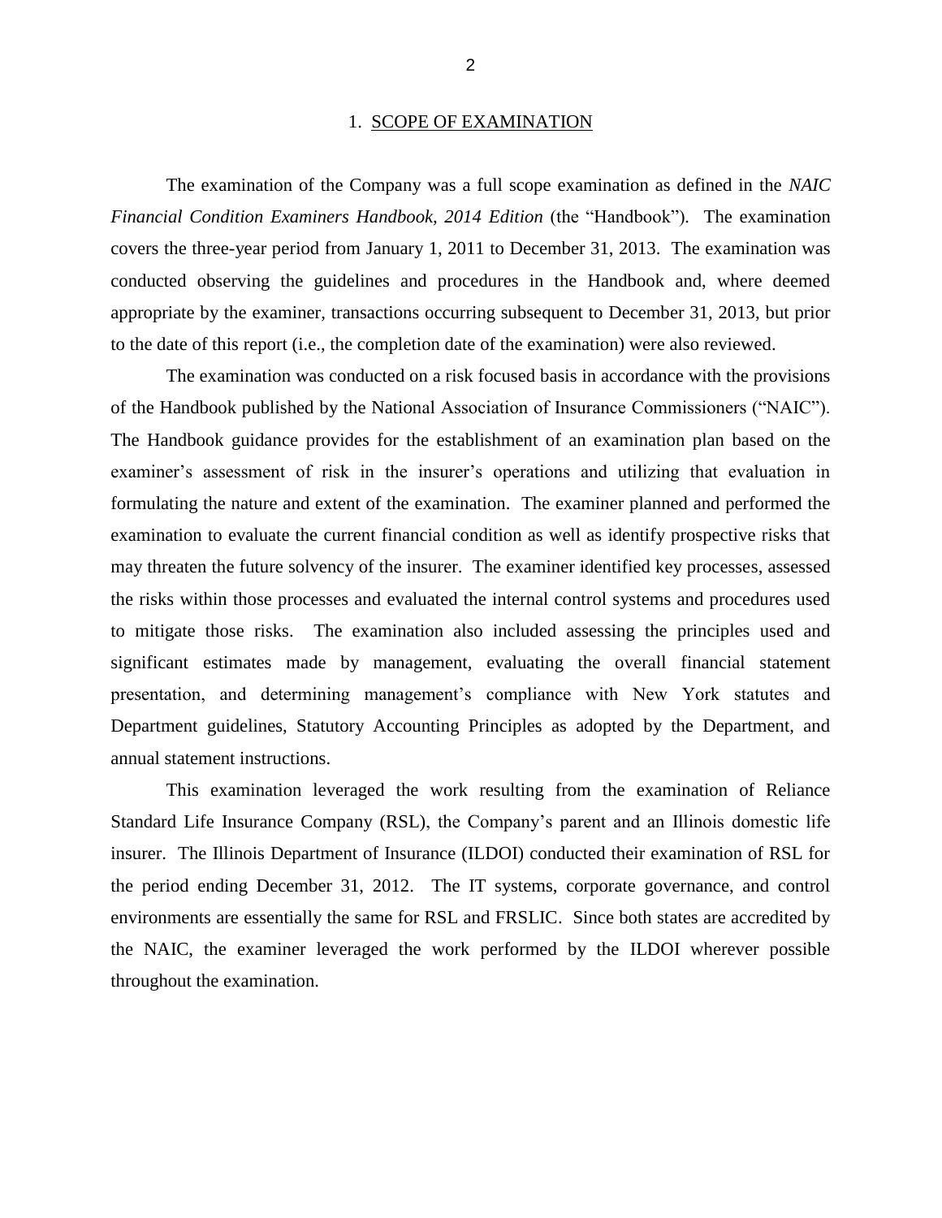## 1. SCOPE OF EXAMINATION

The examination of the Company was a full scope examination as defined in the *NAIC Financial Condition Examiners Handbook, 2014 Edition* (the "Handbook"). The examination covers the three-year period from January 1, 2011 to December 31, 2013. The examination was conducted observing the guidelines and procedures in the Handbook and, where deemed appropriate by the examiner, transactions occurring subsequent to December 31, 2013, but prior to the date of this report (i.e., the completion date of the examination) were also reviewed.

The examination was conducted on a risk focused basis in accordance with the provisions of the Handbook published by the National Association of Insurance Commissioners ("NAIC"). The Handbook guidance provides for the establishment of an examination plan based on the examiner's assessment of risk in the insurer's operations and utilizing that evaluation in formulating the nature and extent of the examination. The examiner planned and performed the examination to evaluate the current financial condition as well as identify prospective risks that may threaten the future solvency of the insurer. The examiner identified key processes, assessed the risks within those processes and evaluated the internal control systems and procedures used to mitigate those risks. The examination also included assessing the principles used and significant estimates made by management, evaluating the overall financial statement presentation, and determining management's compliance with New York statutes and Department guidelines, Statutory Accounting Principles as adopted by the Department, and annual statement instructions.

This examination leveraged the work resulting from the examination of Reliance Standard Life Insurance Company (RSL), the Company's parent and an Illinois domestic life insurer. The Illinois Department of Insurance (ILDOI) conducted their examination of RSL for the period ending December 31, 2012. The IT systems, corporate governance, and control environments are essentially the same for RSL and FRSLIC. Since both states are accredited by the NAIC, the examiner leveraged the work performed by the ILDOI wherever possible throughout the examination.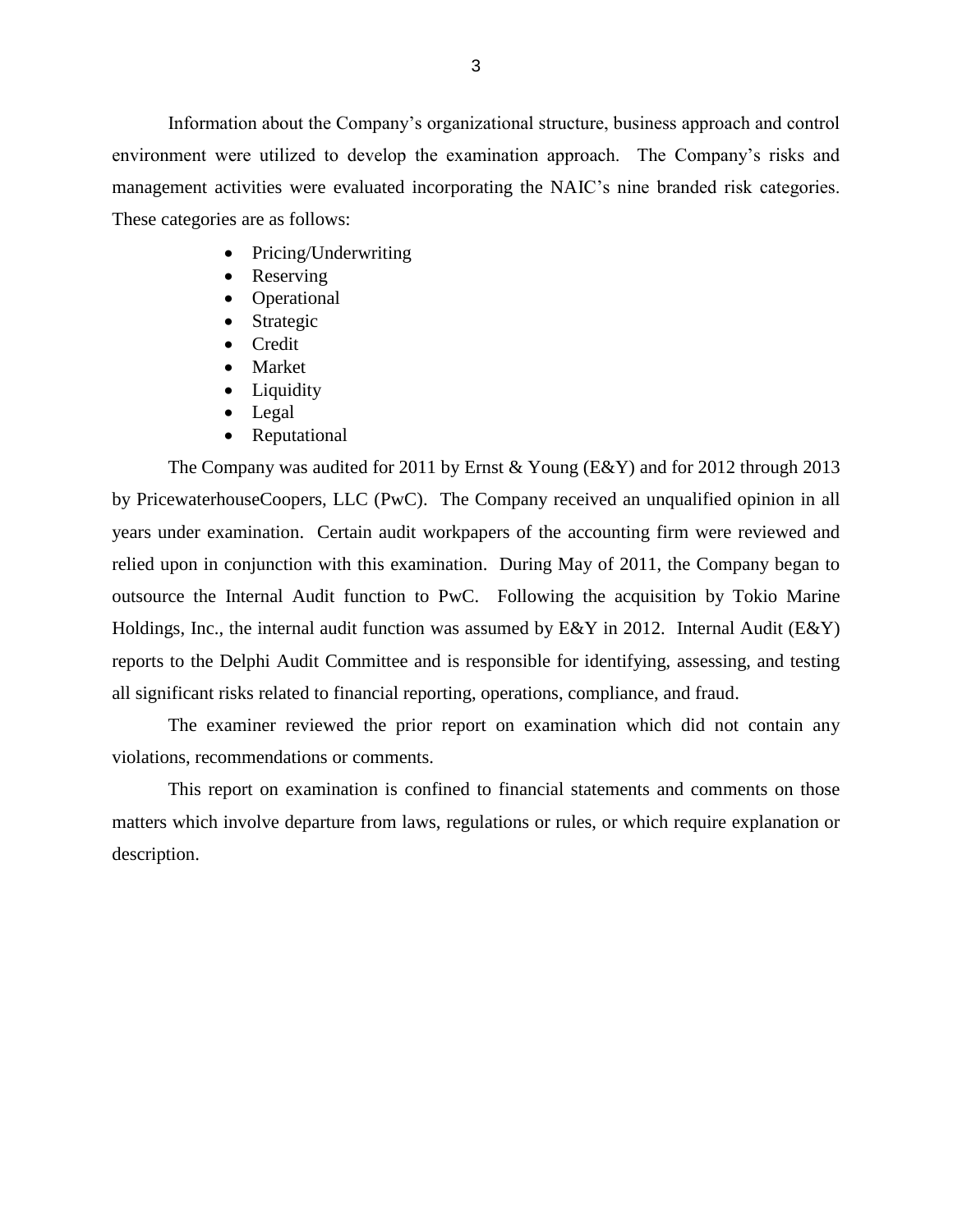Information about the Company's organizational structure, business approach and control environment were utilized to develop the examination approach. The Company's risks and management activities were evaluated incorporating the NAIC's nine branded risk categories. These categories are as follows:

- Pricing/Underwriting
- Reserving
- Operational
- Strategic
- Credit
- Market
- Liquidity
- Legal
- Reputational

The Company was audited for 2011 by Ernst & Young (E&Y) and for 2012 through 2013 by PricewaterhouseCoopers, LLC (PwC). The Company received an unqualified opinion in all years under examination. Certain audit workpapers of the accounting firm were reviewed and relied upon in conjunction with this examination. During May of 2011, the Company began to outsource the Internal Audit function to PwC. Following the acquisition by Tokio Marine Holdings, Inc., the internal audit function was assumed by E&Y in 2012. Internal Audit (E&Y) reports to the Delphi Audit Committee and is responsible for identifying, assessing, and testing all significant risks related to financial reporting, operations, compliance, and fraud.

The examiner reviewed the prior report on examination which did not contain any violations, recommendations or comments.

This report on examination is confined to financial statements and comments on those matters which involve departure from laws, regulations or rules, or which require explanation or description.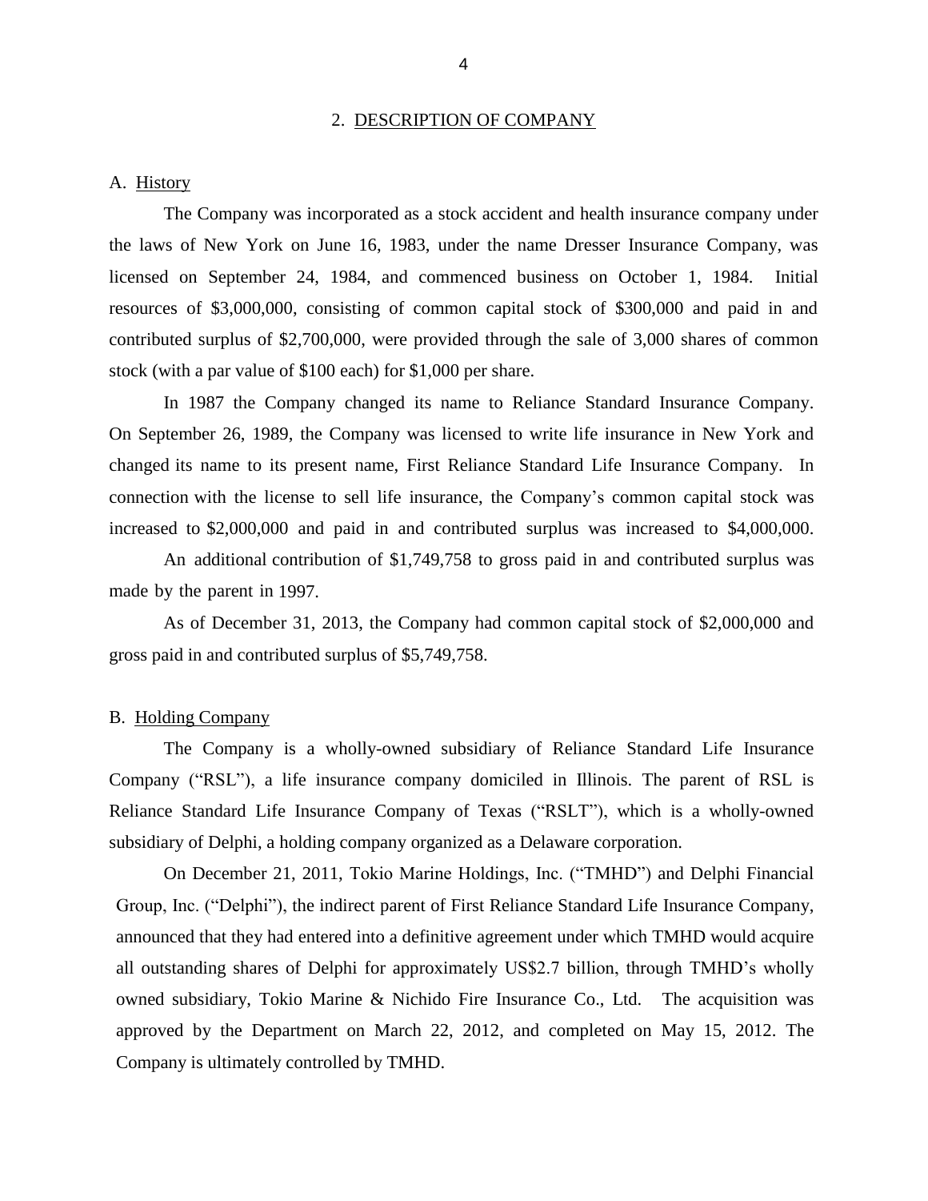## 2. DESCRIPTION OF COMPANY

### A. History

The Company was incorporated as a stock accident and health insurance company under the laws of New York on June 16, 1983, under the name Dresser Insurance Company, was licensed on September 24, 1984, and commenced business on October 1, 1984. Initial resources of $3,000,000, consisting of common capital stock of $300,000 and paid in and contributed surplus of $2,700,000, were provided through the sale of 3,000 shares of common stock (with a par value of $100 each) for $1,000 per share.

In 1987 the Company changed its name to Reliance Standard Insurance Company. On September 26, 1989, the Company was licensed to write life insurance in New York and changed its name to its present name, First Reliance Standard Life Insurance Company. In connection with the license to sell life insurance, the Company's common capital stock was increased to $2,000,000 and paid in and contributed surplus was increased to $4,000,000.

An additional contribution of $1,749,758 to gross paid in and contributed surplus was made by the parent in 1997.

As of December 31, 2013, the Company had common capital stock of $2,000,000 and gross paid in and contributed surplus of $5,749,758.

### B. Holding Company

The Company is a wholly-owned subsidiary of Reliance Standard Life Insurance Company ("RSL"), a life insurance company domiciled in Illinois. The parent of RSL is Reliance Standard Life Insurance Company of Texas ("RSLT"), which is a wholly-owned subsidiary of Delphi, a holding company organized as a Delaware corporation.

On December 21, 2011, Tokio Marine Holdings, Inc. ("TMHD") and Delphi Financial Group, Inc. ("Delphi"), the indirect parent of First Reliance Standard Life Insurance Company, announced that they had entered into a definitive agreement under which TMHD would acquire all outstanding shares of Delphi for approximately US$2.7 billion, through TMHD's wholly owned subsidiary, Tokio Marine & Nichido Fire Insurance Co., Ltd. The acquisition was approved by the Department on March 22, 2012, and completed on May 15, 2012. The Company is ultimately controlled by TMHD.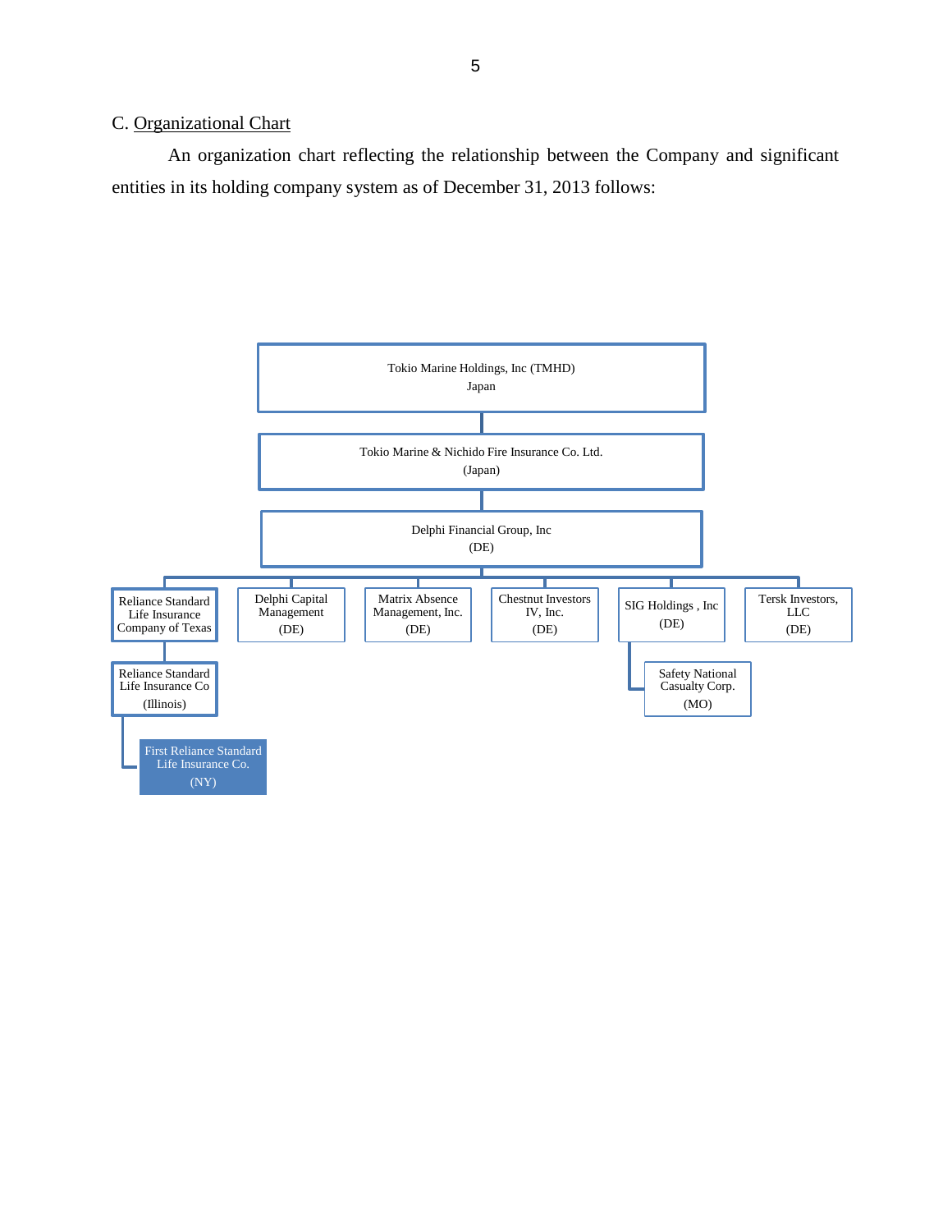C. Organizational Chart

An organization chart reflecting the relationship between the Company and significant entities in its holding company system as of December 31, 2013 follows:

Tokio Marine Holdings, Inc (TMHD)
Japan

Tokio Marine & Nichido Fire Insurance Co. Ltd.
(Japan)

Delphi Financial Group, Inc
(DE)

Reliance Standard Life Insurance Company of Texas

Reliance Standard Life Insurance Co
(Illinois)

First Reliance Standard Life Insurance Co.
(NY)

Delphi Capital Management
(DE)

Matrix Absence Management, Inc.
(DE)

Chestnut Investors IV, Inc.
(DE)

SIG Holdings , Inc
(DE)

Safety National Casualty Corp.
(MO)

Tersk Investors, LLC
(DE)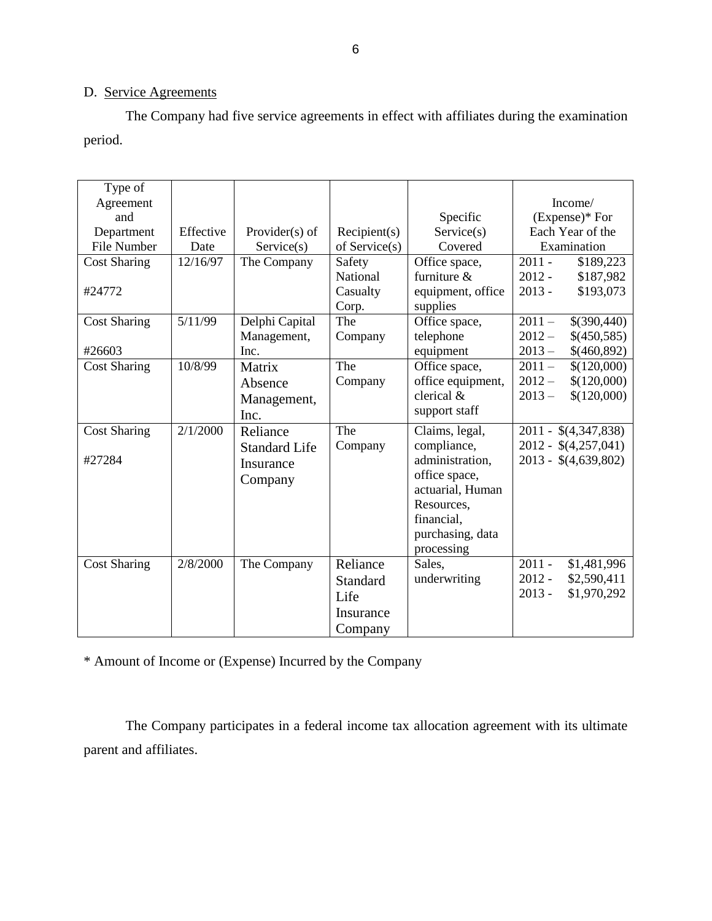D. Service Agreements

The Company had five service agreements in effect with affiliates during the examination period.

| Type of Agreement and Department File Number | Effective Date | Provider(s) of Service(s) | Recipient(s) of Service(s) | Specific Service(s) Covered | Income/ (Expense)* For Each Year of the Examination |
|---|---|---|---|---|---|
| Cost Sharing<br><br>#24772 | 12/16/97 | The Company | Safety National Casualty Corp. | Office space, furniture & equipment, office supplies | 2011 - $189,223<br>2012 - $187,982<br>2013 - $193,073 |
| Cost Sharing<br><br>#26603 | 5/11/99 | Delphi Capital Management, Inc. | The Company | Office space, telephone equipment | 2011 – $(390,440)<br>2012 – $(450,585)<br>2013 – $(460,892) |
| Cost Sharing | 10/8/99 | Matrix Absence Management, Inc. | The Company | Office space, office equipment, clerical & support staff | 2011 – $(120,000)<br>2012 – $(120,000)<br>2013 – $(120,000) |
| Cost Sharing<br><br>#27284 | 2/1/2000 | Reliance Standard Life Insurance Company | The Company | Claims, legal, compliance, administration, office space, actuarial, Human Resources, financial, purchasing, data processing | 2011 - $(4,347,838)<br>2012 - $(4,257,041)<br>2013 - $(4,639,802) |
| Cost Sharing | 2/8/2000 | The Company | Reliance Standard Life Insurance Company | Sales, underwriting | 2011 - $1,481,996<br>2012 - $2,590,411<br>2013 - $1,970,292 |

* Amount of Income or (Expense) Incurred by the Company

The Company participates in a federal income tax allocation agreement with its ultimate parent and affiliates.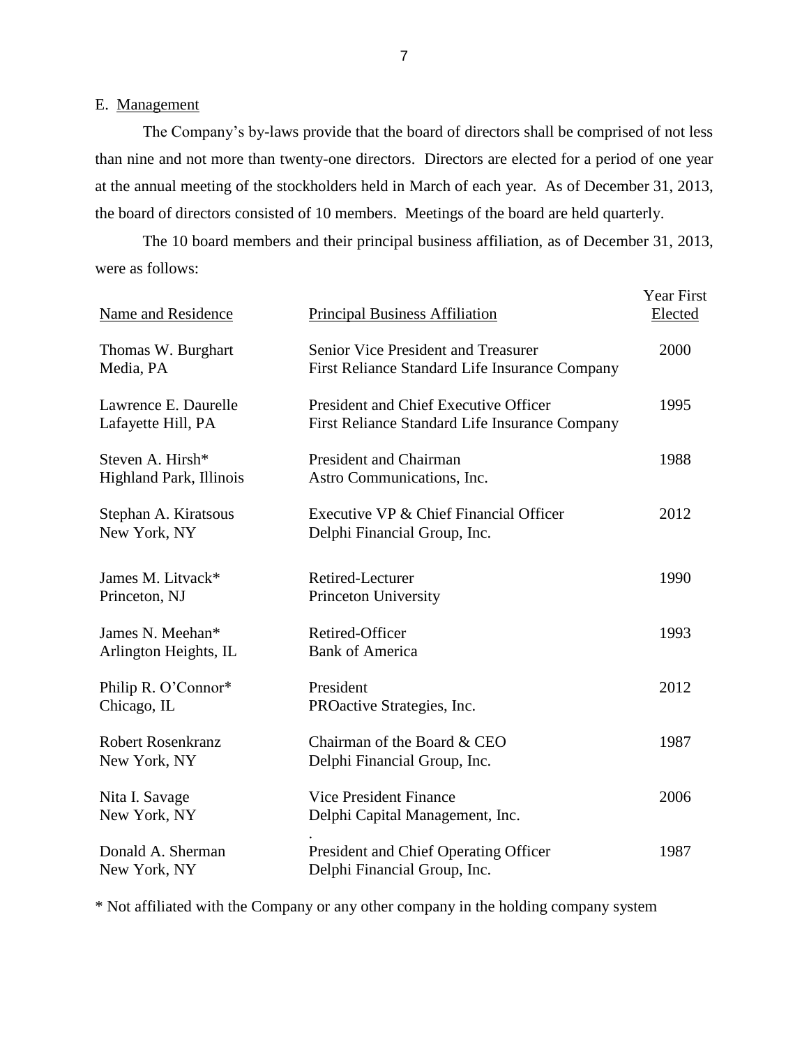E. Management

The Company's by-laws provide that the board of directors shall be comprised of not less than nine and not more than twenty-one directors. Directors are elected for a period of one year at the annual meeting of the stockholders held in March of each year. As of December 31, 2013, the board of directors consisted of 10 members. Meetings of the board are held quarterly.

The 10 board members and their principal business affiliation, as of December 31, 2013, were as follows:

| Name and Residence | Principal Business Affiliation | Year First Elected |
|---|---|---|
| Thomas W. Burghart<br>Media, PA | Senior Vice President and Treasurer<br>First Reliance Standard Life Insurance Company | 2000 |
| Lawrence E. Daurelle<br>Lafayette Hill, PA | President and Chief Executive Officer<br>First Reliance Standard Life Insurance Company | 1995 |
| Steven A. Hirsh*<br>Highland Park, Illinois | President and Chairman<br>Astro Communications, Inc. | 1988 |
| Stephan A. Kiratsous<br>New York, NY | Executive VP & Chief Financial Officer<br>Delphi Financial Group, Inc. | 2012 |
| James M. Litvack*<br>Princeton, NJ | Retired-Lecturer<br>Princeton University | 1990 |
| James N. Meehan*<br>Arlington Heights, IL | Retired-Officer<br>Bank of America | 1993 |
| Philip R. O'Connor*<br>Chicago, IL | President<br>PROactive Strategies, Inc. | 2012 |
| Robert Rosenkranz<br>New York, NY | Chairman of the Board & CEO<br>Delphi Financial Group, Inc. | 1987 |
| Nita I. Savage<br>New York, NY | Vice President Finance<br>Delphi Capital Management, Inc. | 2006 |
| Donald A. Sherman<br>New York, NY | President and Chief Operating Officer<br>Delphi Financial Group, Inc. | 1987 |

\* Not affiliated with the Company or any other company in the holding company system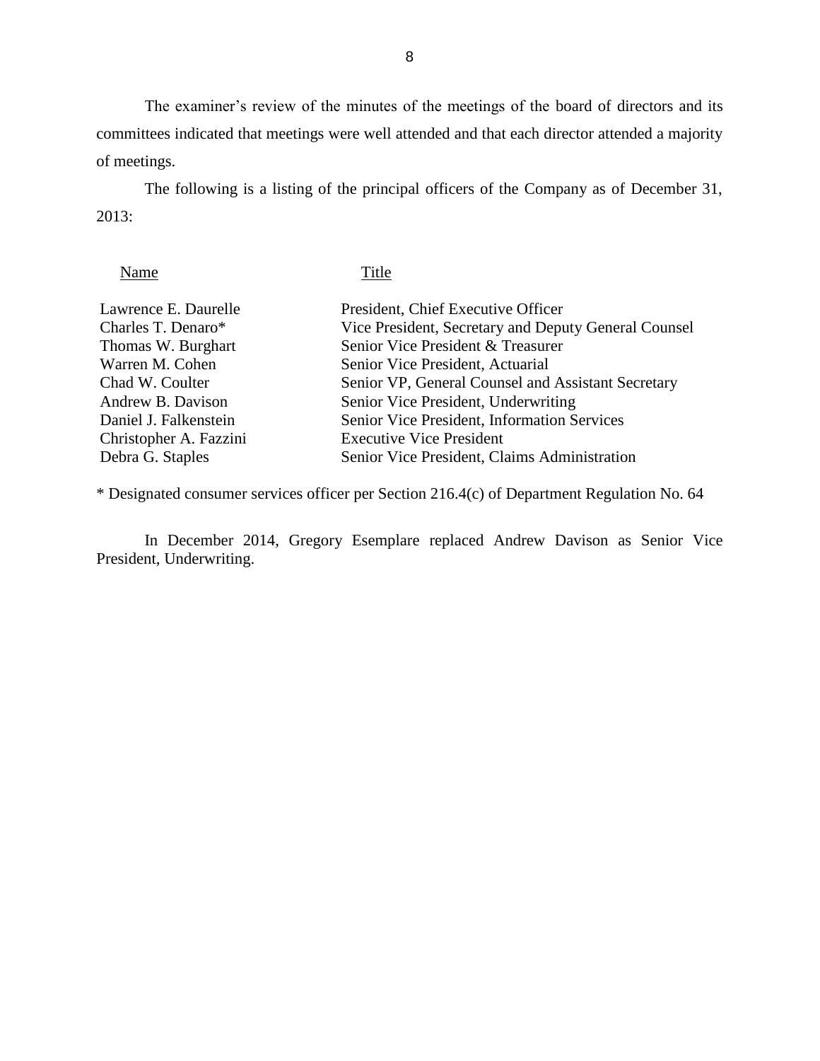The examiner's review of the minutes of the meetings of the board of directors and its committees indicated that meetings were well attended and that each director attended a majority of meetings.

The following is a listing of the principal officers of the Company as of December 31, 2013:

| Name | Title |
|---|---|
| Lawrence E. Daurelle | President, Chief Executive Officer |
| Charles T. Denaro* | Vice President, Secretary and Deputy General Counsel |
| Thomas W. Burghart | Senior Vice President & Treasurer |
| Warren M. Cohen | Senior Vice President, Actuarial |
| Chad W. Coulter | Senior VP, General Counsel and Assistant Secretary |
| Andrew B. Davison | Senior Vice President, Underwriting |
| Daniel J. Falkenstein | Senior Vice President, Information Services |
| Christopher A. Fazzini | Executive Vice President |
| Debra G. Staples | Senior Vice President, Claims Administration |

* Designated consumer services officer per Section 216.4(c) of Department Regulation No. 64

In December 2014, Gregory Esemplare replaced Andrew Davison as Senior Vice President, Underwriting.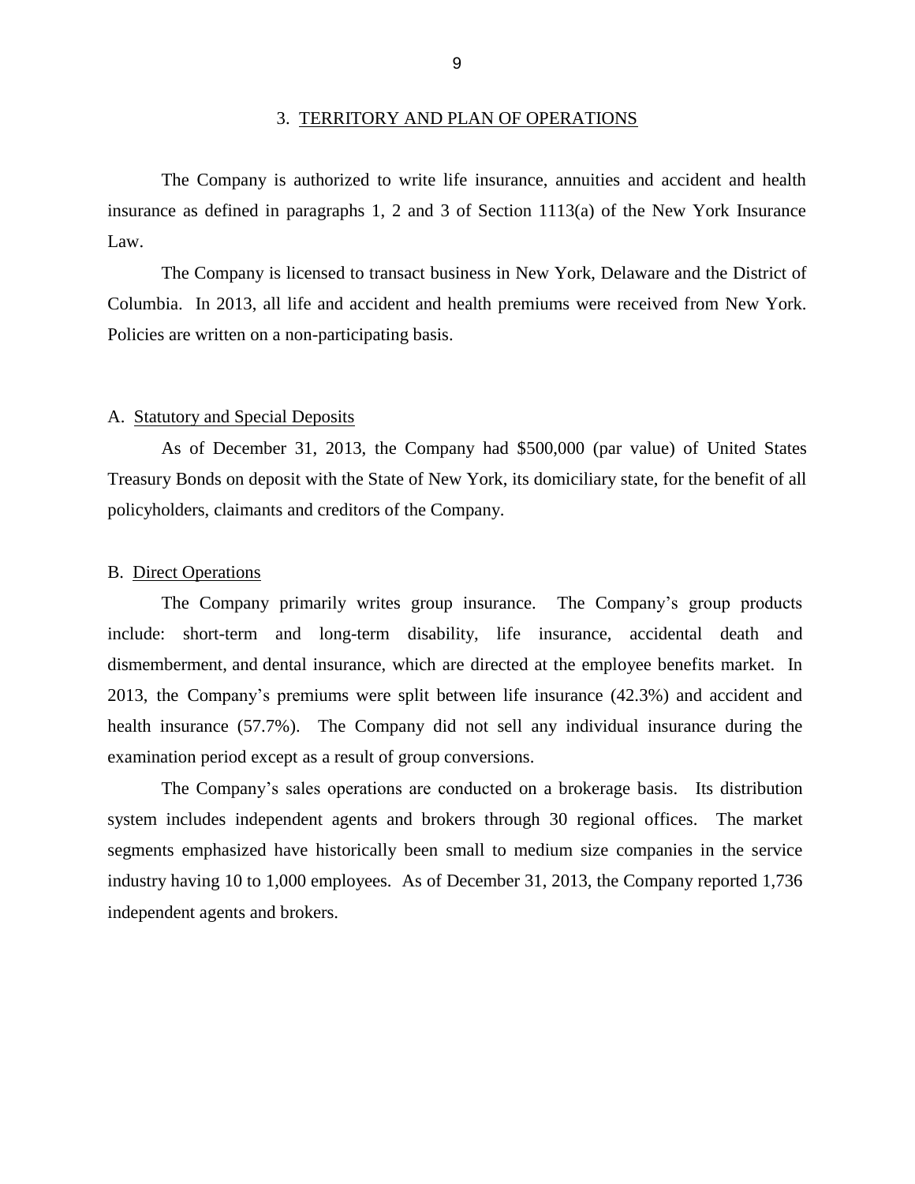## 3. TERRITORY AND PLAN OF OPERATIONS

The Company is authorized to write life insurance, annuities and accident and health insurance as defined in paragraphs 1, 2 and 3 of Section 1113(a) of the New York Insurance Law.

The Company is licensed to transact business in New York, Delaware and the District of Columbia. In 2013, all life and accident and health premiums were received from New York. Policies are written on a non-participating basis.

### A. Statutory and Special Deposits

As of December 31, 2013, the Company had $500,000 (par value) of United States Treasury Bonds on deposit with the State of New York, its domiciliary state, for the benefit of all policyholders, claimants and creditors of the Company.

### B. Direct Operations

The Company primarily writes group insurance. The Company's group products include: short-term and long-term disability, life insurance, accidental death and dismemberment, and dental insurance, which are directed at the employee benefits market. In 2013, the Company's premiums were split between life insurance (42.3%) and accident and health insurance (57.7%). The Company did not sell any individual insurance during the examination period except as a result of group conversions.

The Company's sales operations are conducted on a brokerage basis. Its distribution system includes independent agents and brokers through 30 regional offices. The market segments emphasized have historically been small to medium size companies in the service industry having 10 to 1,000 employees. As of December 31, 2013, the Company reported 1,736 independent agents and brokers.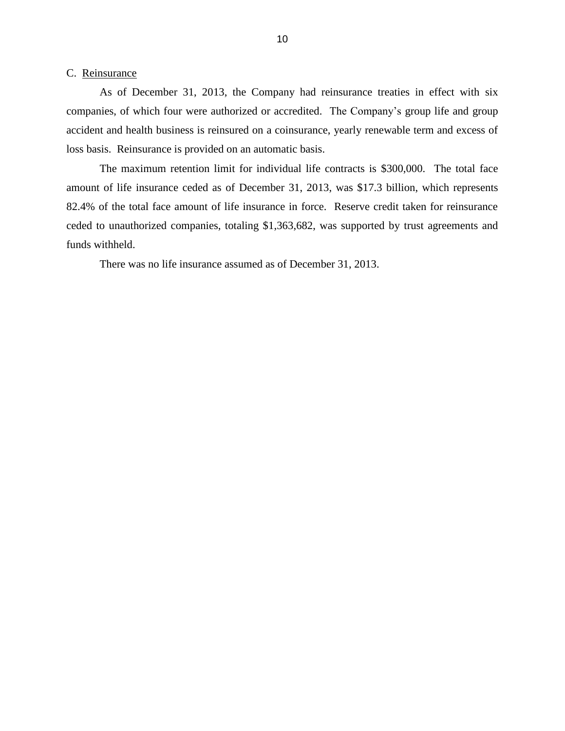C. Reinsurance

As of December 31, 2013, the Company had reinsurance treaties in effect with six companies, of which four were authorized or accredited. The Company's group life and group accident and health business is reinsured on a coinsurance, yearly renewable term and excess of loss basis. Reinsurance is provided on an automatic basis.

The maximum retention limit for individual life contracts is $300,000. The total face amount of life insurance ceded as of December 31, 2013, was $17.3 billion, which represents 82.4% of the total face amount of life insurance in force. Reserve credit taken for reinsurance ceded to unauthorized companies, totaling $1,363,682, was supported by trust agreements and funds withheld.

There was no life insurance assumed as of December 31, 2013.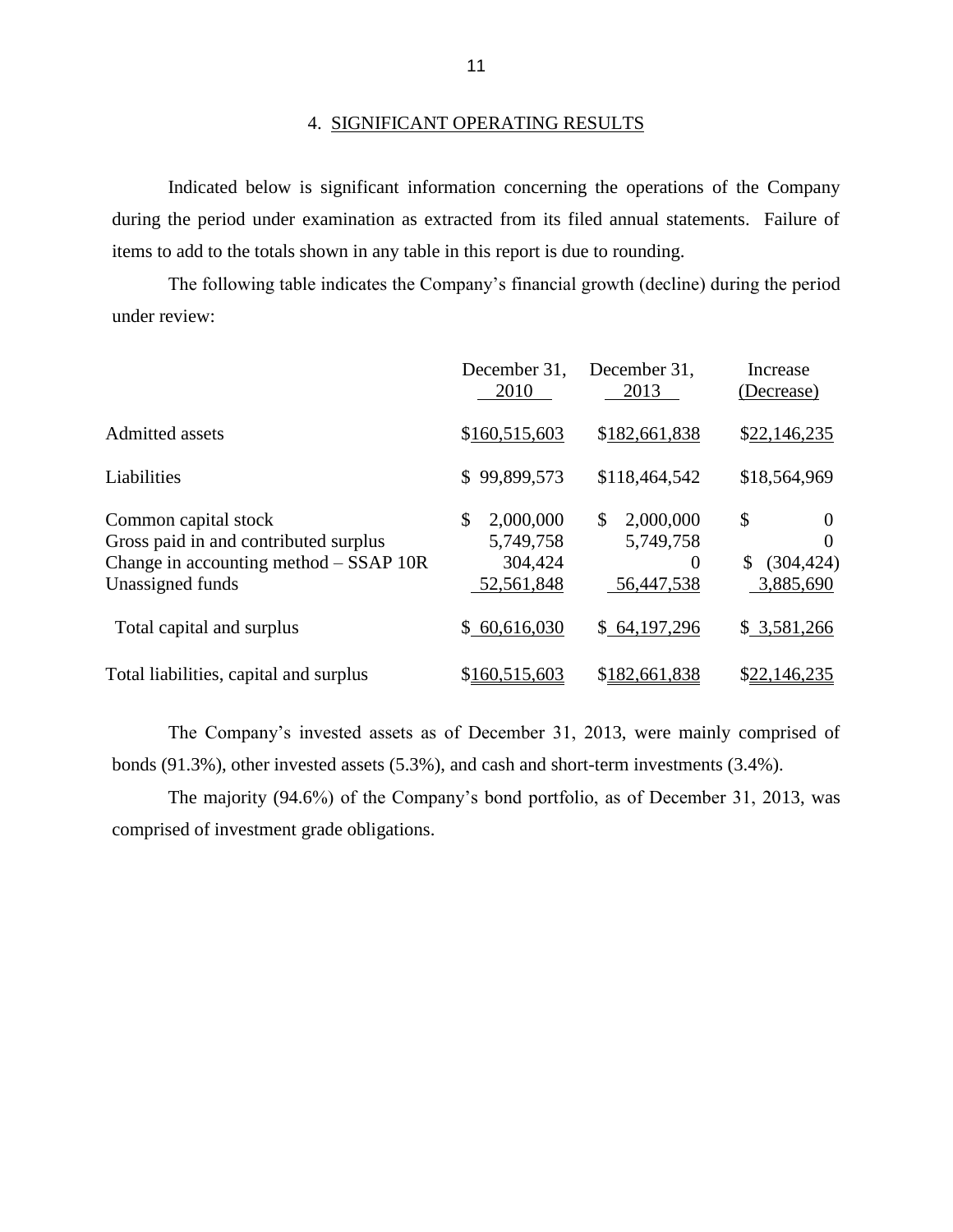## 4. SIGNIFICANT OPERATING RESULTS

Indicated below is significant information concerning the operations of the Company during the period under examination as extracted from its filed annual statements. Failure of items to add to the totals shown in any table in this report is due to rounding.

The following table indicates the Company's financial growth (decline) during the period under review:

| | December 31, 2010 | December 31, 2013 | Increase (Decrease) |
|---|---|---|---|
| Admitted assets | $160,515,603 | $182,661,838 | $22,146,235 |
| Liabilities | $ 99,899,573 | $118,464,542 | $18,564,969 |
| Common capital stock | $ 2,000,000 | $ 2,000,000 | $ 0 |
| Gross paid in and contributed surplus | 5,749,758 | 5,749,758 | 0 |
| Change in accounting method – SSAP 10R | 304,424 | 0 | $ (304,424) |
| Unassigned funds | 52,561,848 | 56,447,538 | 3,885,690 |
| Total capital and surplus | $ 60,616,030 | $ 64,197,296 | $ 3,581,266 |
| Total liabilities, capital and surplus | $160,515,603 | $182,661,838 | $22,146,235 |

The Company's invested assets as of December 31, 2013, were mainly comprised of bonds (91.3%), other invested assets (5.3%), and cash and short-term investments (3.4%).

The majority (94.6%) of the Company's bond portfolio, as of December 31, 2013, was comprised of investment grade obligations.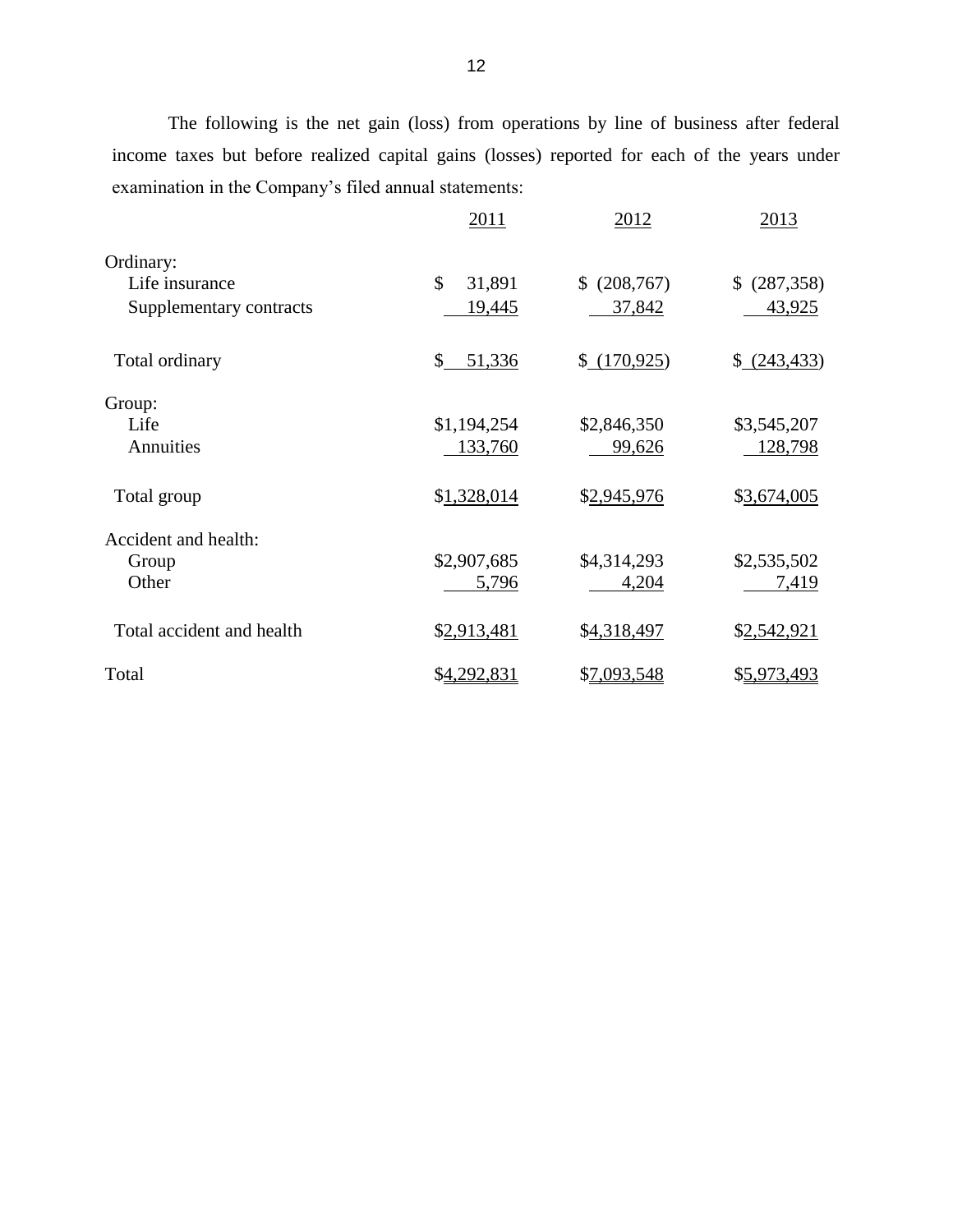The following is the net gain (loss) from operations by line of business after federal income taxes but before realized capital gains (losses) reported for each of the years under examination in the Company's filed annual statements:

| | 2011 | 2012 | 2013 |
|---|---|---|---|
| Ordinary: | | | |
| Life insurance | $ 31,891 | $ (208,767) | $ (287,358) |
| Supplementary contracts | 19,445 | 37,842 | 43,925 |
| Total ordinary | $ 51,336 | $ (170,925) | $ (243,433) |
| Group: | | | |
| Life | $1,194,254 | $2,846,350 | $3,545,207 |
| Annuities | 133,760 | 99,626 | 128,798 |
| Total group | $1,328,014 | $2,945,976 | $3,674,005 |
| Accident and health: | | | |
| Group | $2,907,685 | $4,314,293 | $2,535,502 |
| Other | 5,796 | 4,204 | 7,419 |
| Total accident and health | $2,913,481 | $4,318,497 | $2,542,921 |
| Total | $4,292,831 | $7,093,548 | $5,973,493 |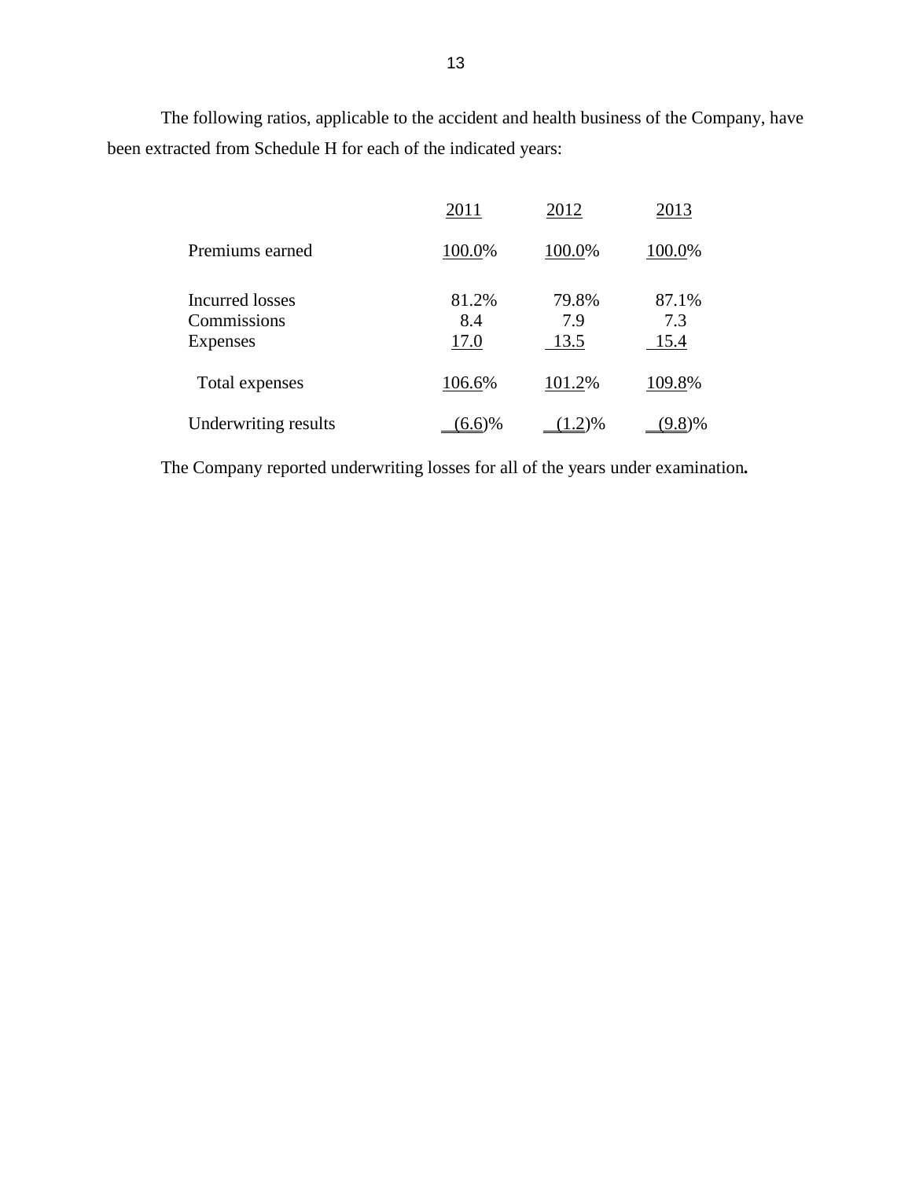The following ratios, applicable to the accident and health business of the Company, have been extracted from Schedule H for each of the indicated years:

| | 2011 | 2012 | 2013 |
|---|---|---|---|
| Premiums earned | 100.0% | 100.0% | 100.0% |
| Incurred losses | 81.2% | 79.8% | 87.1% |
| Commissions | 8.4 | 7.9 | 7.3 |
| Expenses | 17.0 | 13.5 | 15.4 |
| Total expenses | 106.6% | 101.2% | 109.8% |
| Underwriting results | (6.6)% | (1.2)% | (9.8)% |

The Company reported underwriting losses for all of the years under examination**.**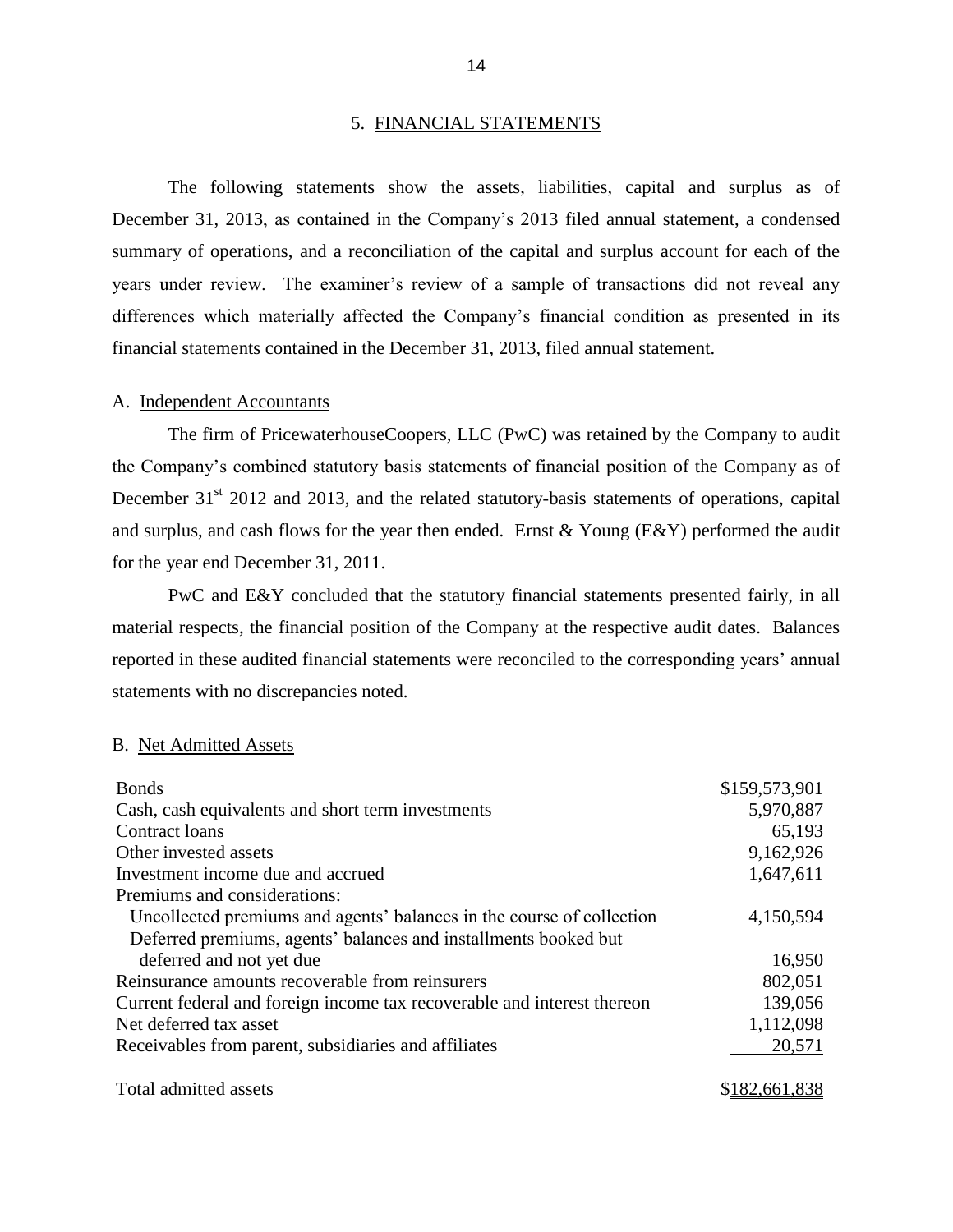## 5. FINANCIAL STATEMENTS

The following statements show the assets, liabilities, capital and surplus as of December 31, 2013, as contained in the Company's 2013 filed annual statement, a condensed summary of operations, and a reconciliation of the capital and surplus account for each of the years under review. The examiner's review of a sample of transactions did not reveal any differences which materially affected the Company's financial condition as presented in its financial statements contained in the December 31, 2013, filed annual statement.

### A. Independent Accountants

The firm of PricewaterhouseCoopers, LLC (PwC) was retained by the Company to audit the Company's combined statutory basis statements of financial position of the Company as of December 31st 2012 and 2013, and the related statutory-basis statements of operations, capital and surplus, and cash flows for the year then ended. Ernst & Young (E&Y) performed the audit for the year end December 31, 2011.

PwC and E&Y concluded that the statutory financial statements presented fairly, in all material respects, the financial position of the Company at the respective audit dates. Balances reported in these audited financial statements were reconciled to the corresponding years' annual statements with no discrepancies noted.

### B. Net Admitted Assets

| | |
|---|---|
| Bonds | $159,573,901 |
| Cash, cash equivalents and short term investments | 5,970,887 |
| Contract loans | 65,193 |
| Other invested assets | 9,162,926 |
| Investment income due and accrued | 1,647,611 |
| Premiums and considerations: | |
| Uncollected premiums and agents' balances in the course of collection | 4,150,594 |
| Deferred premiums, agents' balances and installments booked but deferred and not yet due | 16,950 |
| Reinsurance amounts recoverable from reinsurers | 802,051 |
| Current federal and foreign income tax recoverable and interest thereon | 139,056 |
| Net deferred tax asset | 1,112,098 |
| Receivables from parent, subsidiaries and affiliates | 20,571 |
| Total admitted assets | $182,661,838 |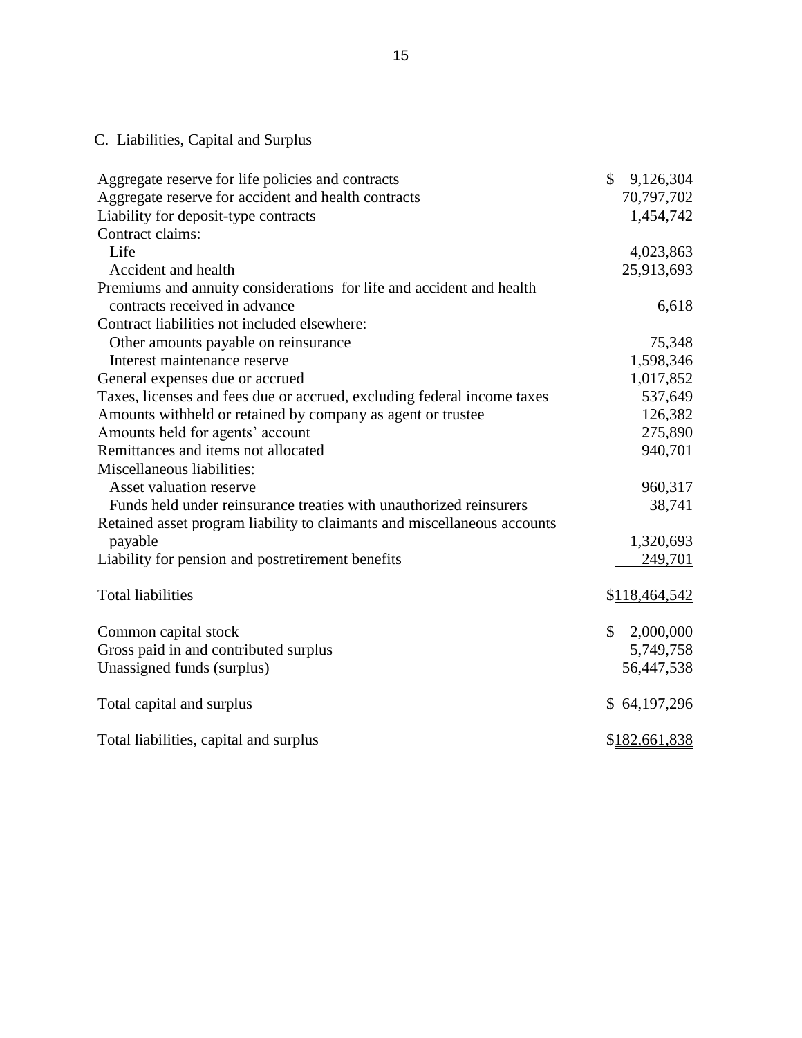C. Liabilities, Capital and Surplus

| | |
|---|---|
| Aggregate reserve for life policies and contracts | $ 9,126,304 |
| Aggregate reserve for accident and health contracts | 70,797,702 |
| Liability for deposit-type contracts | 1,454,742 |
| Contract claims: | |
| Life | 4,023,863 |
| Accident and health | 25,913,693 |
| Premiums and annuity considerations for life and accident and health contracts received in advance | 6,618 |
| Contract liabilities not included elsewhere: | |
| Other amounts payable on reinsurance | 75,348 |
| Interest maintenance reserve | 1,598,346 |
| General expenses due or accrued | 1,017,852 |
| Taxes, licenses and fees due or accrued, excluding federal income taxes | 537,649 |
| Amounts withheld or retained by company as agent or trustee | 126,382 |
| Amounts held for agents' account | 275,890 |
| Remittances and items not allocated | 940,701 |
| Miscellaneous liabilities: | |
| Asset valuation reserve | 960,317 |
| Funds held under reinsurance treaties with unauthorized reinsurers | 38,741 |
| Retained asset program liability to claimants and miscellaneous accounts payable | 1,320,693 |
| Liability for pension and postretirement benefits | 249,701 |
| Total liabilities | $118,464,542 |
| Common capital stock | $ 2,000,000 |
| Gross paid in and contributed surplus | 5,749,758 |
| Unassigned funds (surplus) | 56,447,538 |
| Total capital and surplus | $ 64,197,296 |
| Total liabilities, capital and surplus | $182,661,838 |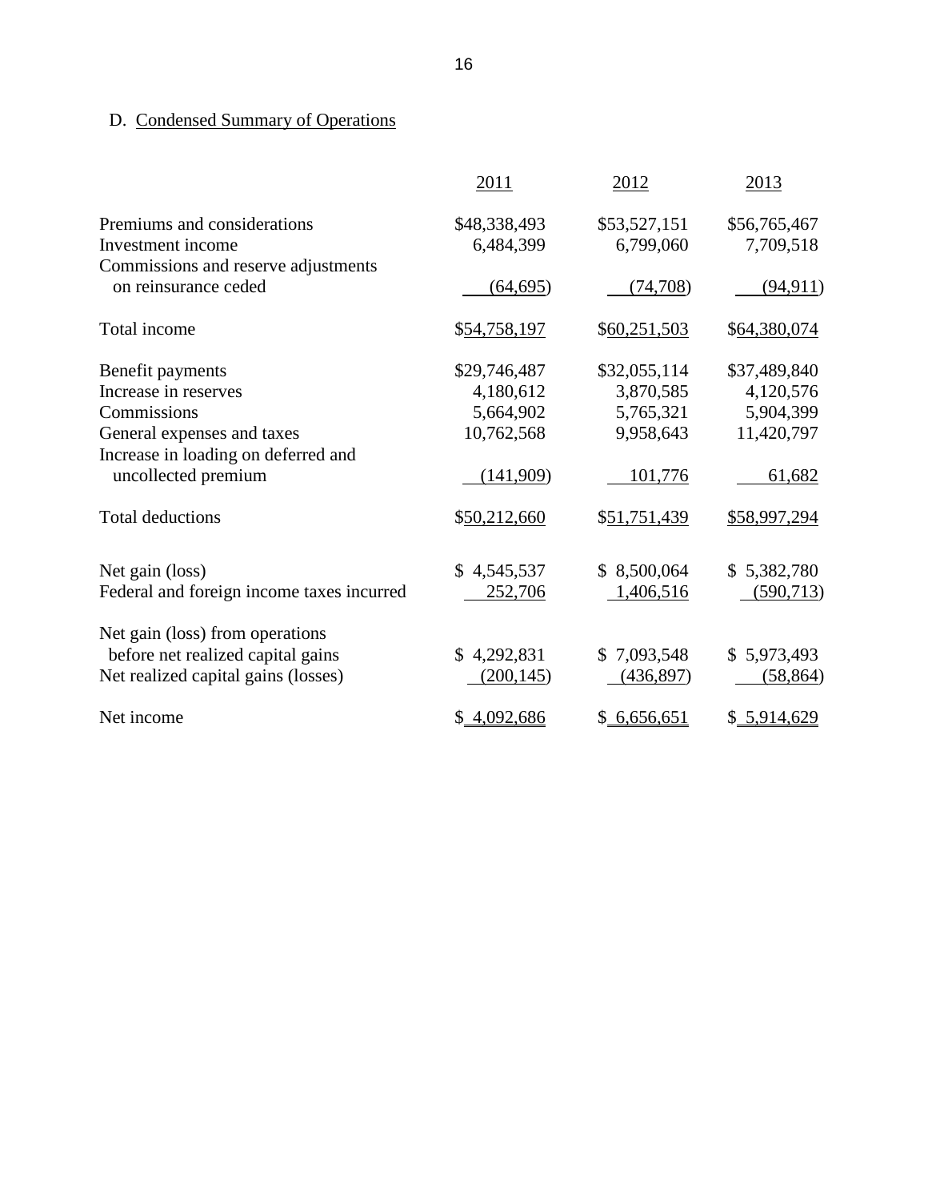D. Condensed Summary of Operations

| | 2011 | 2012 | 2013 |
|---|---|---|---|
| Premiums and considerations | $48,338,493 | $53,527,151 | $56,765,467 |
| Investment income | 6,484,399 | 6,799,060 | 7,709,518 |
| Commissions and reserve adjustments on reinsurance ceded | (64,695) | (74,708) | (94,911) |
| Total income | $54,758,197 | $60,251,503 | $64,380,074 |
| Benefit payments | $29,746,487 | $32,055,114 | $37,489,840 |
| Increase in reserves | 4,180,612 | 3,870,585 | 4,120,576 |
| Commissions | 5,664,902 | 5,765,321 | 5,904,399 |
| General expenses and taxes | 10,762,568 | 9,958,643 | 11,420,797 |
| Increase in loading on deferred and uncollected premium | (141,909) | 101,776 | 61,682 |
| Total deductions | $50,212,660 | $51,751,439 | $58,997,294 |
| Net gain (loss) | $ 4,545,537 | $ 8,500,064 | $ 5,382,780 |
| Federal and foreign income taxes incurred | 252,706 | 1,406,516 | (590,713) |
| Net gain (loss) from operations before net realized capital gains | $ 4,292,831 | $ 7,093,548 | $ 5,973,493 |
| Net realized capital gains (losses) | (200,145) | (436,897) | (58,864) |
| Net income | $ 4,092,686 | $ 6,656,651 | $ 5,914,629 |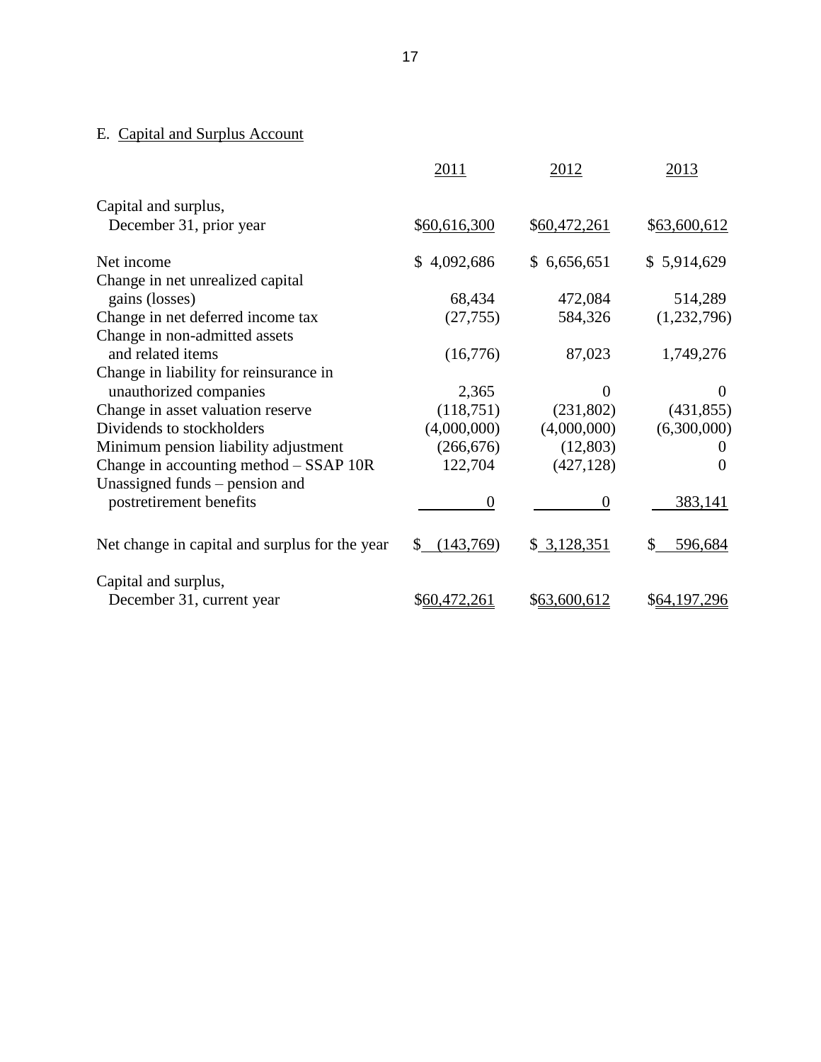E. Capital and Surplus Account

| | 2011 | 2012 | 2013 |
|---|---|---|---|
| Capital and surplus, December 31, prior year | $60,616,300 | $60,472,261 | $63,600,612 |
| Net income | $ 4,092,686 | $ 6,656,651 | $ 5,914,629 |
| Change in net unrealized capital gains (losses) | 68,434 | 472,084 | 514,289 |
| Change in net deferred income tax | (27,755) | 584,326 | (1,232,796) |
| Change in non-admitted assets and related items | (16,776) | 87,023 | 1,749,276 |
| Change in liability for reinsurance in unauthorized companies | 2,365 | 0 | 0 |
| Change in asset valuation reserve | (118,751) | (231,802) | (431,855) |
| Dividends to stockholders | (4,000,000) | (4,000,000) | (6,300,000) |
| Minimum pension liability adjustment | (266,676) | (12,803) | 0 |
| Change in accounting method – SSAP 10R | 122,704 | (427,128) | 0 |
| Unassigned funds – pension and postretirement benefits | 0 | 0 | 383,141 |
| Net change in capital and surplus for the year | $ (143,769) | $ 3,128,351 | $ 596,684 |
| Capital and surplus, December 31, current year | $60,472,261 | $63,600,612 | $64,197,296 |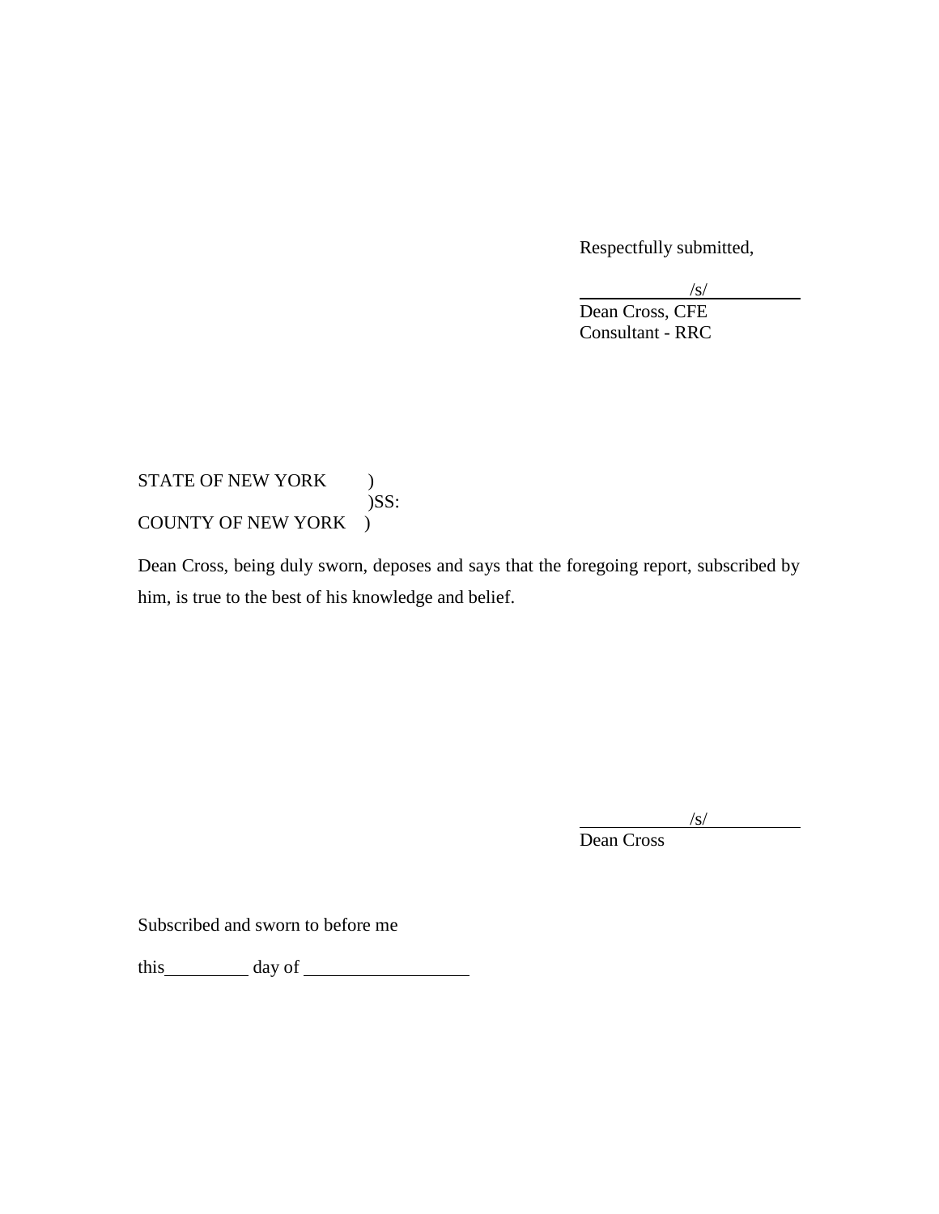Respectfully submitted,

/s/

Dean Cross, CFE
Consultant - RRC

STATE OF NEW YORK )
)SS:
COUNTY OF NEW YORK )

Dean Cross, being duly sworn, deposes and says that the foregoing report, subscribed by him, is true to the best of his knowledge and belief.

/s/

Dean Cross

Subscribed and sworn to before me

this\_\_\_\_\_\_\_\_\_\_ day of \_\_\_\_\_\_\_\_\_\_\_\_\_\_\_\_\_\_\_\_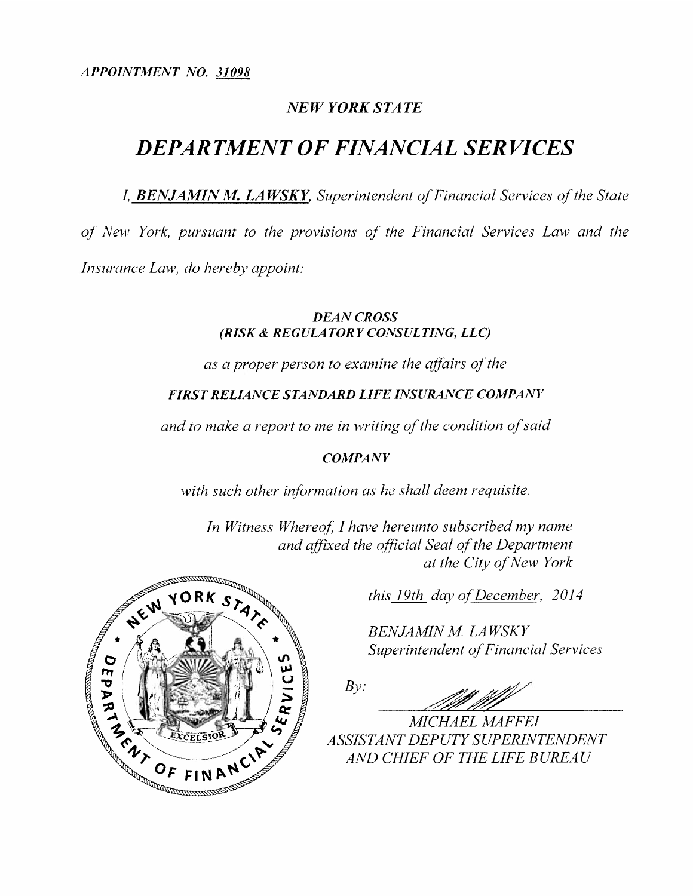*APPOINTMENT NO. 31098*

*NEW YORK STATE*

# *DEPARTMENT OF FINANCIAL SERVICES*

*I, **BENJAMIN M. LAWSKY**, Superintendent of Financial Services of the State of New York, pursuant to the provisions of the Financial Services Law and the Insurance Law, do hereby appoint:*

***DEAN CROSS***
***(RISK & REGULATORY CONSULTING, LLC)***

*as a proper person to examine the affairs of the*

***FIRST RELIANCE STANDARD LIFE INSURANCE COMPANY***

*and to make a report to me in writing of the condition of said*

***COMPANY***

*with such other information as he shall deem requisite.*

*In Witness Whereof, I have hereunto subscribed my name and affixed the official Seal of the Department at the City of New York*

*this 19th day of December, 2014*

*BENJAMIN M. LAWSKY*
*Superintendent of Financial Services*

*By:*

*MICHAEL MAFFEI*
*ASSISTANT DEPUTY SUPERINTENDENT AND CHIEF OF THE LIFE BUREAU*